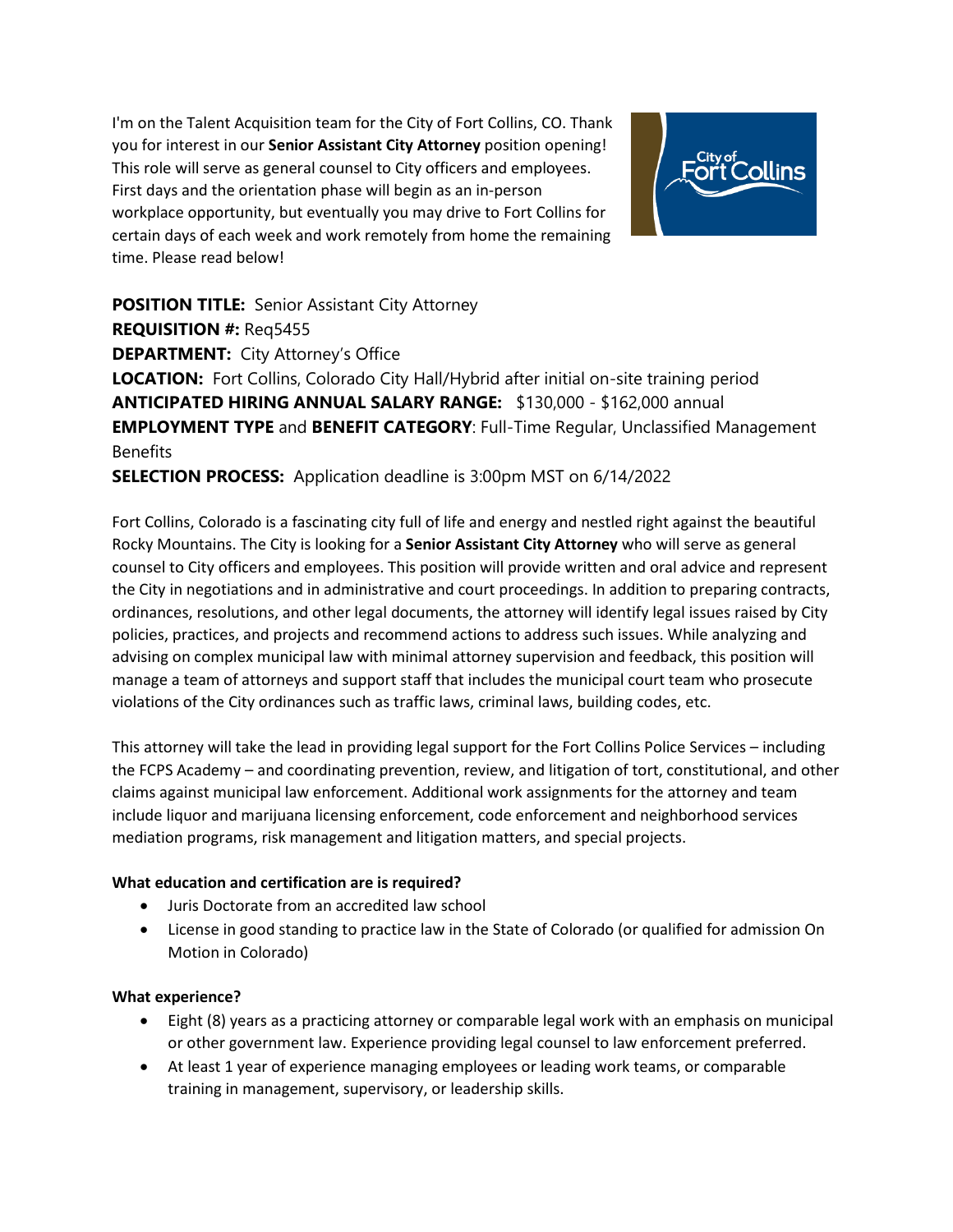I'm on the Talent Acquisition team for the City of Fort Collins, CO. Thank you for interest in our **Senior Assistant City Attorney** position opening! This role will serve as general counsel to City officers and employees. First days and the orientation phase will begin as an in-person workplace opportunity, but eventually you may drive to Fort Collins for certain days of each week and work remotely from home the remaining time. Please read below!

**POSITION TITLE:** Senior Assistant City Attorney
**REQUISITION #:** Req5455
**DEPARTMENT:** City Attorney's Office
**LOCATION:** Fort Collins, Colorado City Hall/Hybrid after initial on-site training period
**ANTICIPATED HIRING ANNUAL SALARY RANGE:** $130,000 - $162,000 annual
**EMPLOYMENT TYPE** and **BENEFIT CATEGORY**: Full-Time Regular, Unclassified Management Benefits
**SELECTION PROCESS:** Application deadline is 3:00pm MST on 6/14/2022

Fort Collins, Colorado is a fascinating city full of life and energy and nestled right against the beautiful Rocky Mountains. The City is looking for a **Senior Assistant City Attorney** who will serve as general counsel to City officers and employees. This position will provide written and oral advice and represent the City in negotiations and in administrative and court proceedings. In addition to preparing contracts, ordinances, resolutions, and other legal documents, the attorney will identify legal issues raised by City policies, practices, and projects and recommend actions to address such issues. While analyzing and advising on complex municipal law with minimal attorney supervision and feedback, this position will manage a team of attorneys and support staff that includes the municipal court team who prosecute violations of the City ordinances such as traffic laws, criminal laws, building codes, etc.

This attorney will take the lead in providing legal support for the Fort Collins Police Services – including the FCPS Academy – and coordinating prevention, review, and litigation of tort, constitutional, and other claims against municipal law enforcement. Additional work assignments for the attorney and team include liquor and marijuana licensing enforcement, code enforcement and neighborhood services mediation programs, risk management and litigation matters, and special projects.

**What education and certification are is required?**

- Juris Doctorate from an accredited law school
- License in good standing to practice law in the State of Colorado (or qualified for admission On Motion in Colorado)

**What experience?**

- Eight (8) years as a practicing attorney or comparable legal work with an emphasis on municipal or other government law. Experience providing legal counsel to law enforcement preferred.
- At least 1 year of experience managing employees or leading work teams, or comparable training in management, supervisory, or leadership skills.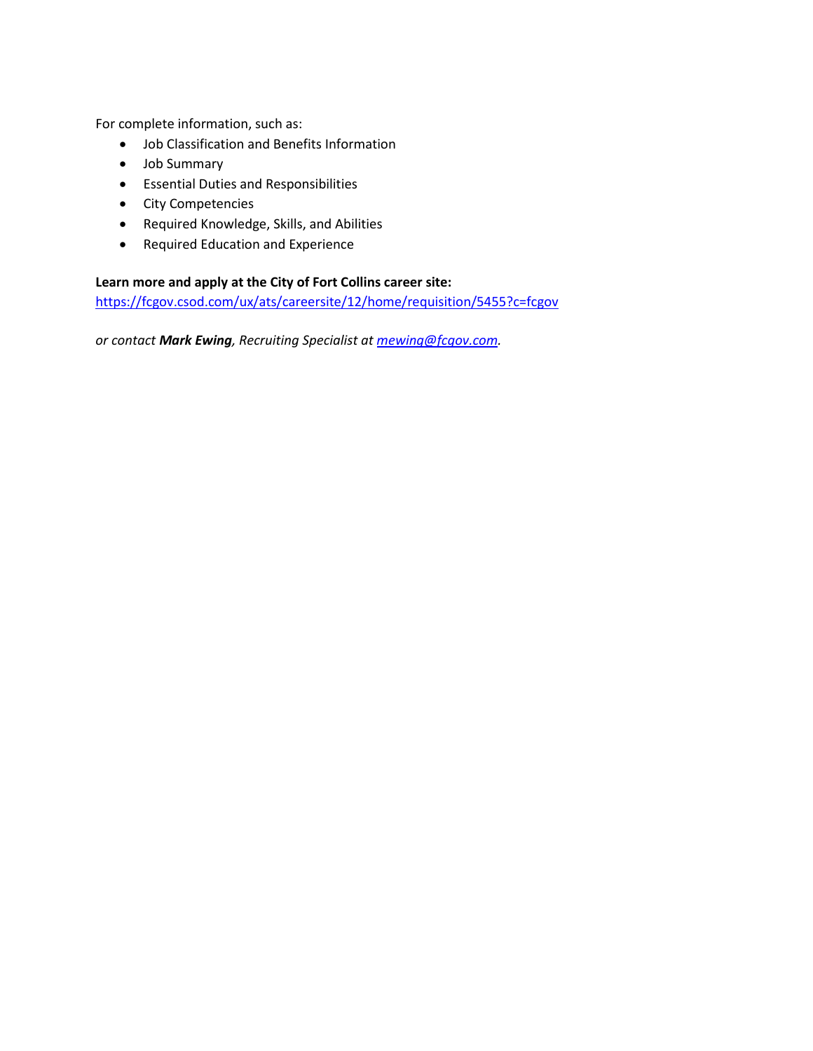For complete information, such as:

- Job Classification and Benefits Information
- Job Summary
- Essential Duties and Responsibilities
- City Competencies
- Required Knowledge, Skills, and Abilities
- Required Education and Experience

**Learn more and apply at the City of Fort Collins career site:**
https://fcgov.csod.com/ux/ats/careersite/12/home/requisition/5455?c=fcgov

*or contact **Mark Ewing**, Recruiting Specialist at mewing@fcgov.com.*